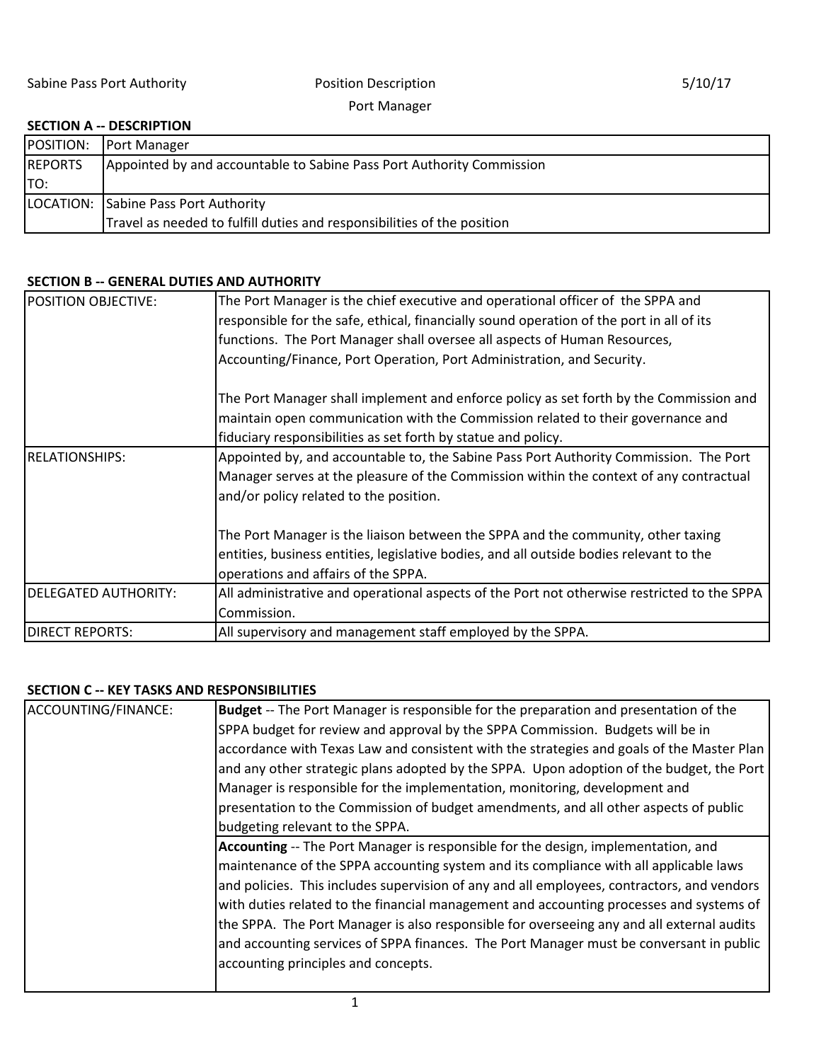Sabine Pass Port Authority — Position Description — 5/10/17

Port Manager

**SECTION A -- DESCRIPTION**

| | |
|---|---|
| POSITION: | Port Manager |
| REPORTS TO: | Appointed by and accountable to Sabine Pass Port Authority Commission |
| LOCATION: | Sabine Pass Port Authority<br>Travel as needed to fulfill duties and responsibilities of the position |

**SECTION B -- GENERAL DUTIES AND AUTHORITY**

| | |
|---|---|
| POSITION OBJECTIVE: | The Port Manager is the chief executive and operational officer of the SPPA and responsible for the safe, ethical, financially sound operation of the port in all of its functions. The Port Manager shall oversee all aspects of Human Resources, Accounting/Finance, Port Operation, Port Administration, and Security.<br><br>The Port Manager shall implement and enforce policy as set forth by the Commission and maintain open communication with the Commission related to their governance and fiduciary responsibilities as set forth by statue and policy. |
| RELATIONSHIPS: | Appointed by, and accountable to, the Sabine Pass Port Authority Commission. The Port Manager serves at the pleasure of the Commission within the context of any contractual and/or policy related to the position.<br><br>The Port Manager is the liaison between the SPPA and the community, other taxing entities, business entities, legislative bodies, and all outside bodies relevant to the operations and affairs of the SPPA. |
| DELEGATED AUTHORITY: | All administrative and operational aspects of the Port not otherwise restricted to the SPPA Commission. |
| DIRECT REPORTS: | All supervisory and management staff employed by the SPPA. |

**SECTION C -- KEY TASKS AND RESPONSIBILITIES**

| | |
|---|---|
| ACCOUNTING/FINANCE: | **Budget** -- The Port Manager is responsible for the preparation and presentation of the SPPA budget for review and approval by the SPPA Commission. Budgets will be in accordance with Texas Law and consistent with the strategies and goals of the Master Plan and any other strategic plans adopted by the SPPA. Upon adoption of the budget, the Port Manager is responsible for the implementation, monitoring, development and presentation to the Commission of budget amendments, and all other aspects of public budgeting relevant to the SPPA. |
| | **Accounting** -- The Port Manager is responsible for the design, implementation, and maintenance of the SPPA accounting system and its compliance with all applicable laws and policies. This includes supervision of any and all employees, contractors, and vendors with duties related to the financial management and accounting processes and systems of the SPPA. The Port Manager is also responsible for overseeing any and all external audits and accounting services of SPPA finances. The Port Manager must be conversant in public accounting principles and concepts. |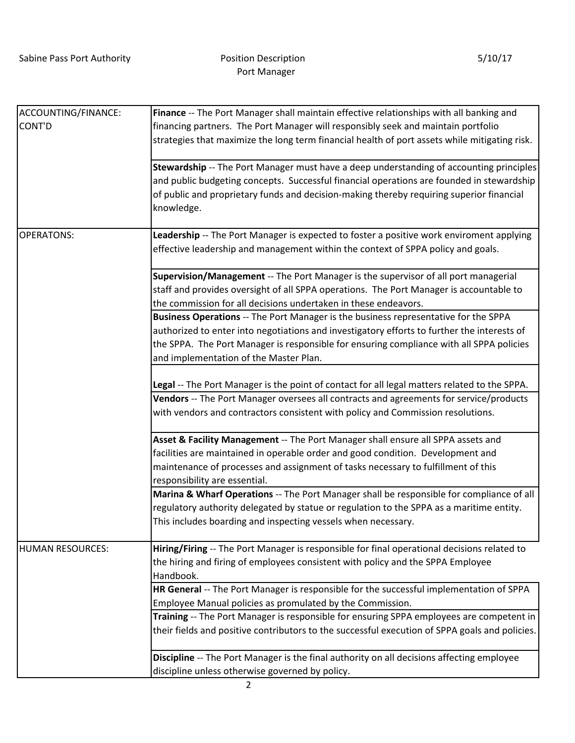| ACCOUNTING/FINANCE: CONT'D | **Finance** -- The Port Manager shall maintain effective relationships with all banking and financing partners. The Port Manager will responsibly seek and maintain portfolio strategies that maximize the long term financial health of port assets while mitigating risk. |
|---|---|
| | **Stewardship** -- The Port Manager must have a deep understanding of accounting principles and public budgeting concepts. Successful financial operations are founded in stewardship of public and proprietary funds and decision-making thereby requiring superior financial knowledge. |
| OPERATONS: | **Leadership** -- The Port Manager is expected to foster a positive work enviroment applying effective leadership and management within the context of SPPA policy and goals. |
| | **Supervision/Management** -- The Port Manager is the supervisor of all port managerial staff and provides oversight of all SPPA operations. The Port Manager is accountable to the commission for all decisions undertaken in these endeavors. |
| | **Business Operations** -- The Port Manager is the business representative for the SPPA authorized to enter into negotiations and investigatory efforts to further the interests of the SPPA. The Port Manager is responsible for ensuring compliance with all SPPA policies and implementation of the Master Plan. |
| | **Legal** -- The Port Manager is the point of contact for all legal matters related to the SPPA. |
| | **Vendors** -- The Port Manager oversees all contracts and agreements for service/products with vendors and contractors consistent with policy and Commission resolutions. |
| | **Asset & Facility Management** -- The Port Manager shall ensure all SPPA assets and facilities are maintained in operable order and good condition. Development and maintenance of processes and assignment of tasks necessary to fulfillment of this responsibility are essential. |
| | **Marina & Wharf Operations** -- The Port Manager shall be responsible for compliance of all regulatory authority delegated by statue or regulation to the SPPA as a maritime entity. This includes boarding and inspecting vessels when necessary. |
| HUMAN RESOURCES: | **Hiring/Firing** -- The Port Manager is responsible for final operational decisions related to the hiring and firing of employees consistent with policy and the SPPA Employee Handbook. |
| | **HR General** -- The Port Manager is responsible for the successful implementation of SPPA Employee Manual policies as promulated by the Commission. |
| | **Training** -- The Port Manager is responsible for ensuring SPPA employees are competent in their fields and positive contributors to the successful execution of SPPA goals and policies. |
| | **Discipline** -- The Port Manager is the final authority on all decisions affecting employee discipline unless otherwise governed by policy. |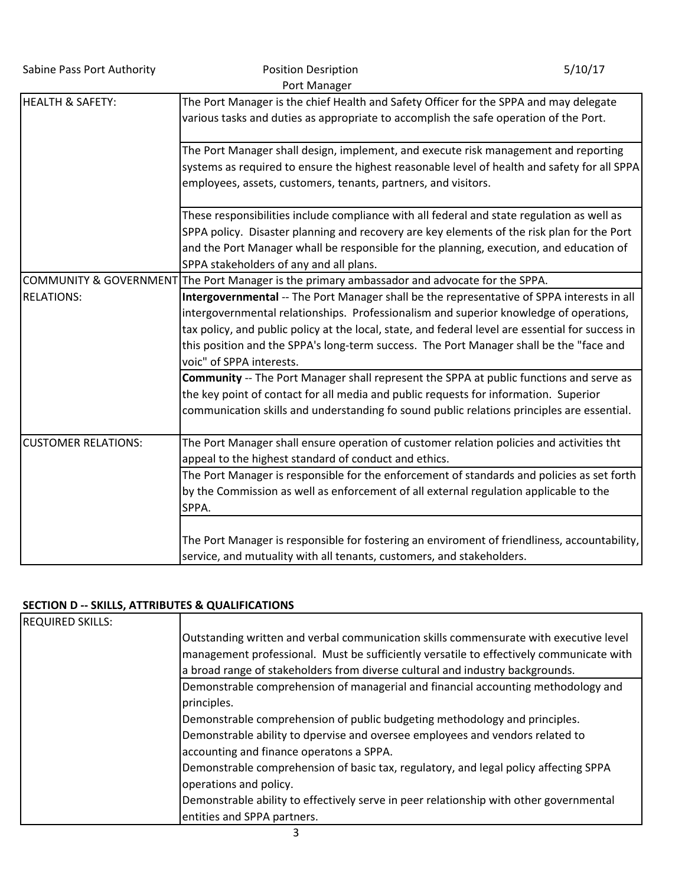| | |
|---|---|
| HEALTH & SAFETY: | The Port Manager is the chief Health and Safety Officer for the SPPA and may delegate various tasks and duties as appropriate to accomplish the safe operation of the Port. |
| | The Port Manager shall design, implement, and execute risk management and reporting systems as required to ensure the highest reasonable level of health and safety for all SPPA employees, assets, customers, tenants, partners, and visitors. |
| | These responsibilities include compliance with all federal and state regulation as well as SPPA policy. Disaster planning and recovery are key elements of the risk plan for the Port and the Port Manager whall be responsible for the planning, execution, and education of SPPA stakeholders of any and all plans. |
| COMMUNITY & GOVERNMENT RELATIONS: | The Port Manager is the primary ambassador and advocate for the SPPA. |
| | **Intergovernmental** -- The Port Manager shall be the representative of SPPA interests in all intergovernmental relationships. Professionalism and superior knowledge of operations, tax policy, and public policy at the local, state, and federal level are essential for success in this position and the SPPA's long-term success. The Port Manager shall be the "face and voic" of SPPA interests. |
| | **Community** -- The Port Manager shall represent the SPPA at public functions and serve as the key point of contact for all media and public requests for information. Superior communication skills and understanding fo sound public relations principles are essential. |
| CUSTOMER RELATIONS: | The Port Manager shall ensure operation of customer relation policies and activities tht appeal to the highest standard of conduct and ethics. |
| | The Port Manager is responsible for the enforcement of standards and policies as set forth by the Commission as well as enforcement of all external regulation applicable to the SPPA. |
| | The Port Manager is responsible for fostering an enviroment of friendliness, accountability, service, and mutuality with all tenants, customers, and stakeholders. |

**SECTION D -- SKILLS, ATTRIBUTES & QUALIFICATIONS**

| | |
|---|---|
| REQUIRED SKILLS: | |
| | Outstanding written and verbal communication skills commensurate with executive level management professional. Must be sufficiently versatile to effectively communicate with a broad range of stakeholders from diverse cultural and industry backgrounds. |
| | Demonstrable comprehension of managerial and financial accounting methodology and principles.<br>Demonstrable comprehension of public budgeting methodology and principles.<br>Demonstrable ability to dpervise and oversee employees and vendors related to accounting and finance operatons a SPPA.<br>Demonstrable comprehension of basic tax, regulatory, and legal policy affecting SPPA operations and policy.<br>Demonstrable ability to effectively serve in peer relationship with other governmental entities and SPPA partners. |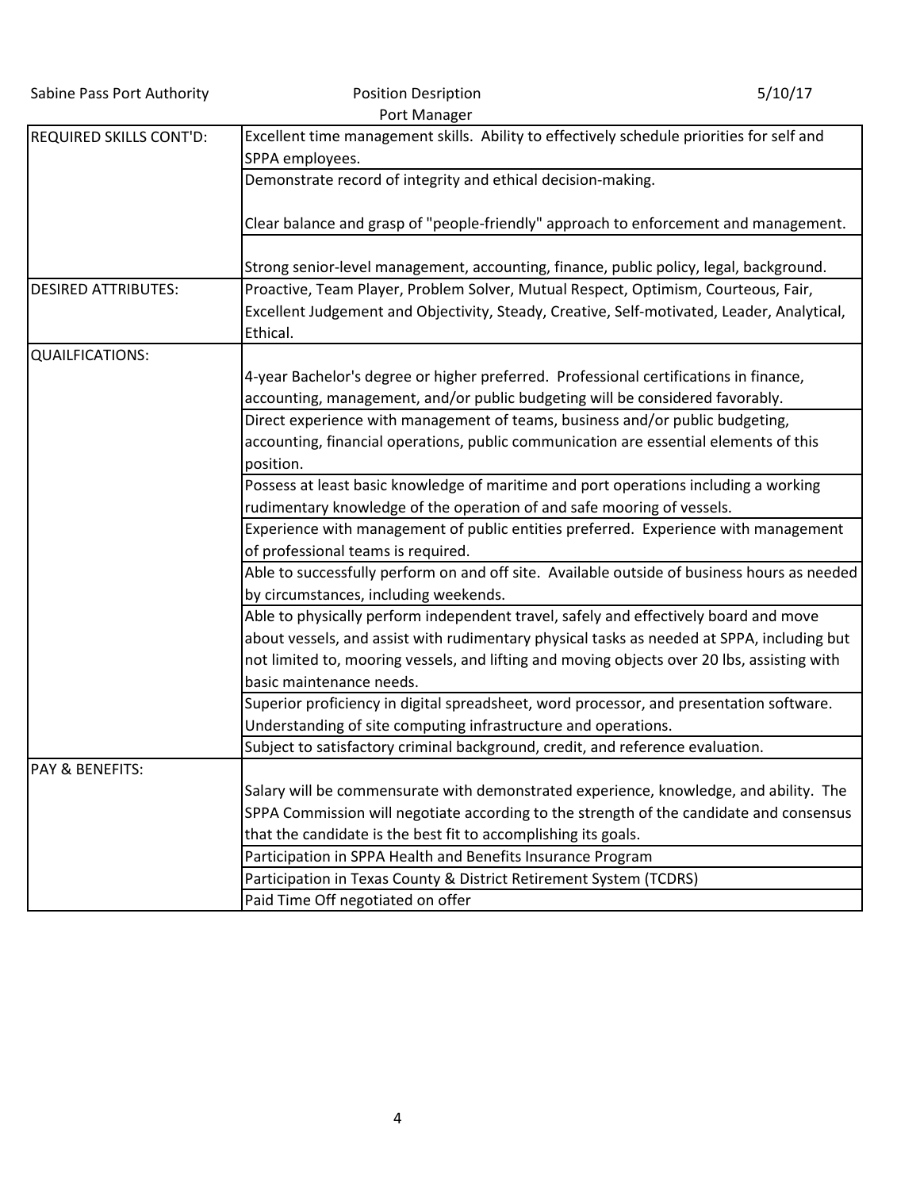| | |
|---|---|
| REQUIRED SKILLS CONT'D: | Excellent time management skills. Ability to effectively schedule priorities for self and SPPA employees. |
| | Demonstrate record of integrity and ethical decision-making.<br><br>Clear balance and grasp of "people-friendly" approach to enforcement and management. |
| | Strong senior-level management, accounting, finance, public policy, legal, background. |
| DESIRED ATTRIBUTES: | Proactive, Team Player, Problem Solver, Mutual Respect, Optimism, Courteous, Fair, Excellent Judgement and Objectivity, Steady, Creative, Self-motivated, Leader, Analytical, Ethical. |
| QUAILFICATIONS: | 4-year Bachelor's degree or higher preferred. Professional certifications in finance, accounting, management, and/or public budgeting will be considered favorably. |
| | Direct experience with management of teams, business and/or public budgeting, accounting, financial operations, public communication are essential elements of this position. |
| | Possess at least basic knowledge of maritime and port operations including a working rudimentary knowledge of the operation of and safe mooring of vessels. |
| | Experience with management of public entities preferred. Experience with management of professional teams is required. |
| | Able to successfully perform on and off site. Available outside of business hours as needed by circumstances, including weekends. |
| | Able to physically perform independent travel, safely and effectively board and move about vessels, and assist with rudimentary physical tasks as needed at SPPA, including but not limited to, mooring vessels, and lifting and moving objects over 20 lbs, assisting with basic maintenance needs. |
| | Superior proficiency in digital spreadsheet, word processor, and presentation software. Understanding of site computing infrastructure and operations. |
| | Subject to satisfactory criminal background, credit, and reference evaluation. |
| PAY & BENEFITS: | Salary will be commensurate with demonstrated experience, knowledge, and ability. The SPPA Commission will negotiate according to the strength of the candidate and consensus that the candidate is the best fit to accomplishing its goals. |
| | Participation in SPPA Health and Benefits Insurance Program |
| | Participation in Texas County & District Retirement System (TCDRS) |
| | Paid Time Off negotiated on offer |